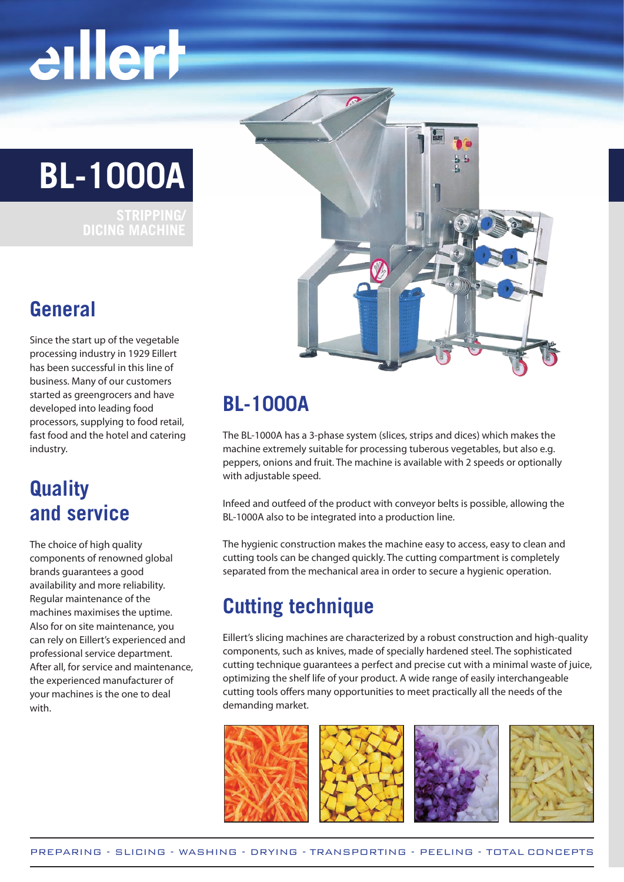# BL-1000A

STRIPPING/
DICING MACHINE

## General

Since the start up of the vegetable processing industry in 1929 Eillert has been successful in this line of business. Many of our customers started as greengrocers and have developed into leading food processors, supplying to food retail, fast food and the hotel and catering industry.

## Quality and service

The choice of high quality components of renowned global brands guarantees a good availability and more reliability. Regular maintenance of the machines maximises the uptime. Also for on site maintenance, you can rely on Eillert's experienced and professional service department. After all, for service and maintenance, the experienced manufacturer of your machines is the one to deal with.

## BL-1000A

The BL-1000A has a 3-phase system (slices, strips and dices) which makes the machine extremely suitable for processing tuberous vegetables, but also e.g. peppers, onions and fruit. The machine is available with 2 speeds or optionally with adjustable speed.

Infeed and outfeed of the product with conveyor belts is possible, allowing the BL-1000A also to be integrated into a production line.

The hygienic construction makes the machine easy to access, easy to clean and cutting tools can be changed quickly. The cutting compartment is completely separated from the mechanical area in order to secure a hygienic operation.

## Cutting technique

Eillert's slicing machines are characterized by a robust construction and high-quality components, such as knives, made of specially hardened steel. The sophisticated cutting technique guarantees a perfect and precise cut with a minimal waste of juice, optimizing the shelf life of your product. A wide range of easily interchangeable cutting tools offers many opportunities to meet practically all the needs of the demanding market.

PREPARING - SLICING - WASHING - DRYING - TRANSPORTING - PEELING - TOTAL CONCEPTS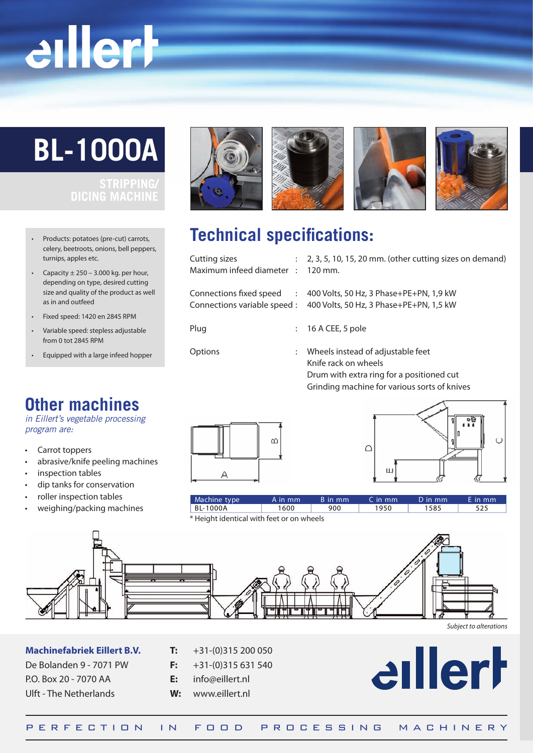# BL-1000A

## STRIPPING/ DICING MACHINE

- Products: potatoes (pre-cut) carrots, celery, beetroots, onions, bell peppers, turnips, apples etc.
- Capacity ± 250 – 3.000 kg. per hour, depending on type, desired cutting size and quality of the product as well as in and outfeed
- Fixed speed: 1420 en 2845 RPM
- Variable speed: stepless adjustable from 0 tot 2845 RPM
- Equipped with a large infeed hopper

## Technical specifications:

| | | |
|---|---|---|
| Cutting sizes | : | 2, 3, 5, 10, 15, 20 mm. (other cutting sizes on demand) |
| Maximum infeed diameter | : | 120 mm. |
| Connections fixed speed | : | 400 Volts, 50 Hz, 3 Phase+PE+PN, 1,9 kW |
| Connections variable speed | : | 400 Volts, 50 Hz, 3 Phase+PE+PN, 1,5 kW |
| Plug | : | 16 A CEE, 5 pole |
| Options | : | Wheels instead of adjustable feet<br>Knife rack on wheels<br>Drum with extra ring for a positioned cut<br>Grinding machine for various sorts of knives |

## Other machines

*in Eillert's vegetable processing program are:*

- Carrot toppers
- abrasive/knife peeling machines
- inspection tables
- dip tanks for conservation
- roller inspection tables
- weighing/packing machines

| Machine type | A in mm | B in mm | C in mm | D in mm | E in mm |
|---|---|---|---|---|---|
| BL-1000A | 1600 | 900 | 1950 | 1585 | 525 |

\* Height identical with feet or on wheels

*Subject to alterations*

**Machinefabriek Eillert B.V.**
De Bolanden 9 - 7071 PW
P.O. Box 20 - 7070 AA
Ulft - The Netherlands

**T:** +31-(0)315 200 050
**F:** +31-(0)315 631 540
**E:** info@eillert.nl
**W:** www.eillert.nl

PERFECTION IN FOOD PROCESSING MACHINERY